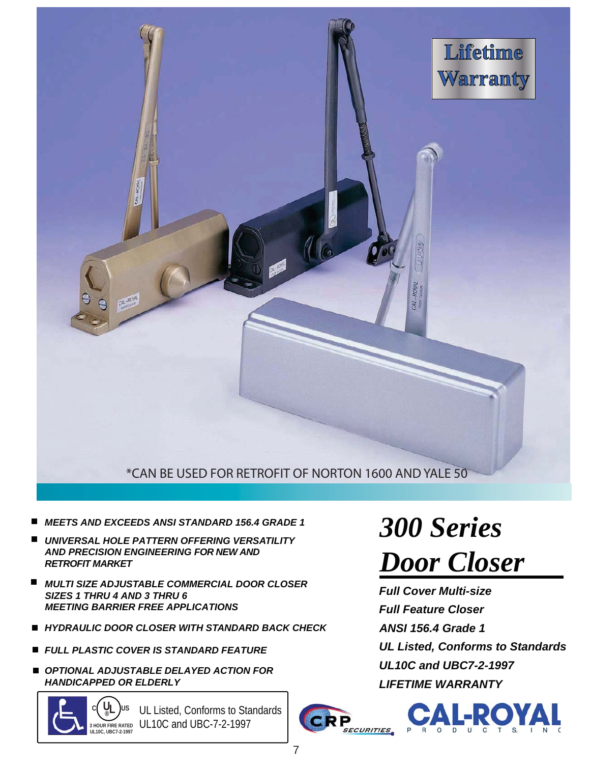Lifetime Warranty

*CAN BE USED FOR RETROFIT OF NORTON 1600 AND YALE 50

# *300 Series Door Closer*

***Full Cover Multi-size***

***Full Feature Closer***

***ANSI 156.4 Grade 1***

***UL Listed, Conforms to Standards UL10C and UBC7-2-1997***

***LIFETIME WARRANTY***

- ***MEETS AND EXCEEDS ANSI STANDARD 156.4 GRADE 1***
- ***UNIVERSAL HOLE PATTERN OFFERING VERSATILITY AND PRECISION ENGINEERING FOR NEW AND RETROFIT MARKET***
- ***MULTI SIZE ADJUSTABLE COMMERCIAL DOOR CLOSER SIZES 1 THRU 4 AND 3 THRU 6 MEETING BARRIER FREE APPLICATIONS***
- ***HYDRAULIC DOOR CLOSER WITH STANDARD BACK CHECK***
- ***FULL PLASTIC COVER IS STANDARD FEATURE***
- ***OPTIONAL ADJUSTABLE DELAYED ACTION FOR HANDICAPPED OR ELDERLY***

c UL us 3 HOUR FIRE RATED UL10C, UBC7-2-1997

UL Listed, Conforms to Standards UL10C and UBC-7-2-1997

CRP SECURITIES

CAL-ROYAL PRODUCTS, INC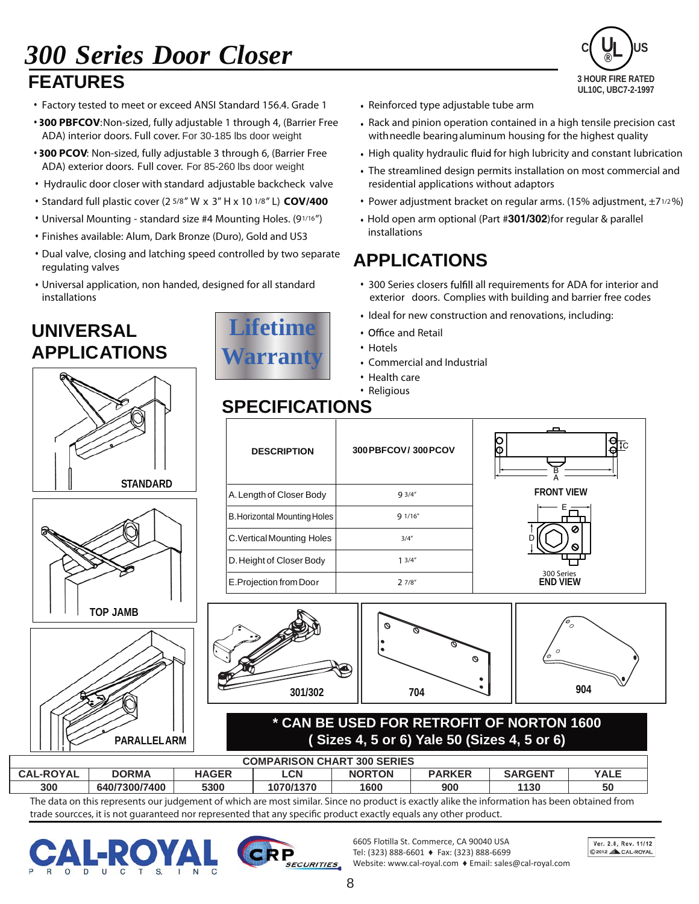# 300 Series Door Closer

3 HOUR FIRE RATED
UL10C, UBC7-2-1997

## FEATURES

- Factory tested to meet or exceed ANSI Standard 156.4. Grade 1
- **300 PBFCOV**:Non-sized, fully adjustable 1 through 4, (Barrier Free ADA) interior doors. Full cover. For 30-185 lbs door weight
- **300 PCOV**: Non-sized, fully adjustable 3 through 6, (Barrier Free ADA) exterior doors. Full cover. For 85-260 lbs door weight
- Hydraulic door closer with standard adjustable backcheck valve
- Standard full plastic cover (2 5/8" W x 3" H x 10 1/8" L) **COV/400**
- Universal Mounting - standard size #4 Mounting Holes. (9 1/16")
- Finishes available: Alum, Dark Bronze (Duro), Gold and US3
- Dual valve, closing and latching speed controlled by two separate regulating valves
- Universal application, non handed, designed for all standard installations
- Reinforced type adjustable tube arm
- Rack and pinion operation contained in a high tensile precision cast with needle bearing aluminum housing for the highest quality
- High quality hydraulic fluid for high lubricity and constant lubrication
- The streamlined design permits installation on most commercial and residential applications without adaptors
- Power adjustment bracket on regular arms. (15% adjustment, ±7 1/2%)
- Hold open arm optional (Part #**301/302**)for regular & parallel installations

## APPLICATIONS

- 300 Series closers fulfill all requirements for ADA for interior and exterior doors. Complies with building and barrier free codes
- Ideal for new construction and renovations, including:
- Office and Retail
- Hotels
- Commercial and Industrial
- Health care
- Religious

## UNIVERSAL APPLICATIONS

STANDARD

TOP JAMB

PARALLEL ARM

**Lifetime Warranty**

## SPECIFICATIONS

| DESCRIPTION | 300PBFCOV/ 300PCOV |
|---|---|
| A. Length of Closer Body | 9 3/4" |
| B. Horizontal Mounting Holes | 9 1/16" |
| C. Vertical Mounting Holes | 3/4" |
| D. Height of Closer Body | 1 3/4" |
| E. Projection from Door | 2 7/8" |

FRONT VIEW

300 Series
END VIEW

301/302

704

904

**\* CAN BE USED FOR RETROFIT OF NORTON 1600 ( Sizes 4, 5 or 6) Yale 50 (Sizes 4, 5 or 6)**

| COMPARISON CHART 300 SERIES | | | | | | | |
|---|---|---|---|---|---|---|---|
| CAL-ROYAL | DORMA | HAGER | LCN | NORTON | PARKER | SARGENT | YALE |
| 300 | 640/7300/7400 | 5300 | 1070/1370 | 1600 | 900 | 1130 | 50 |

The data on this represents our judgement of which are most similar. Since no product is exactly alike the information has been obtained from trade sourcces, it is not guaranteed nor represented that any specific product exactly equals any other product.

CAL-ROYAL PRODUCTS, INC

CRP SECURITIES

6605 Flotilla St. Commerce, CA 90040 USA
Tel: (323) 888-6601 ♦ Fax: (323) 888-6699
Website: www.cal-royal.com ♦ Email: sales@cal-royal.com

Ver. 2.0, Rev. 11/12
©2012 CAL-ROYAL